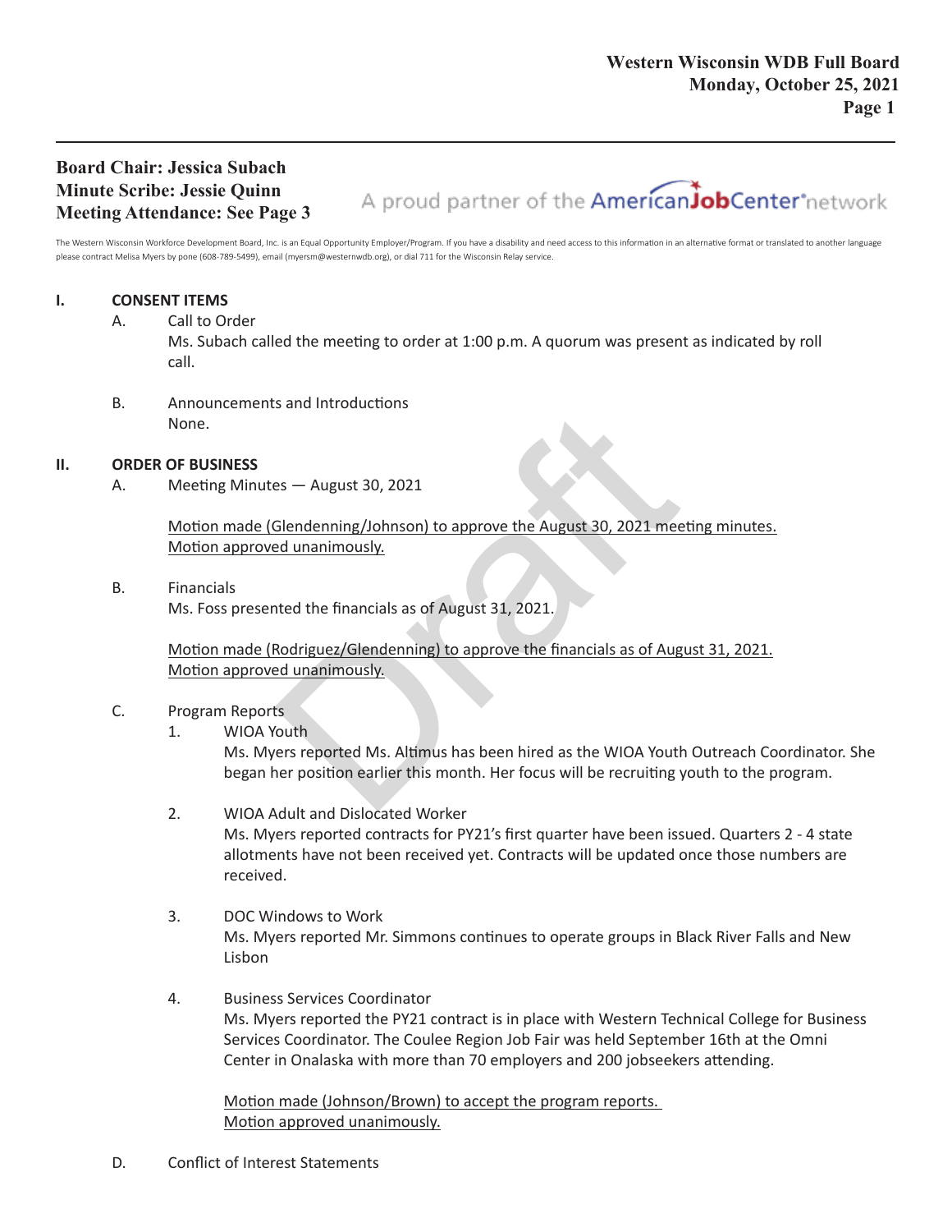**Board Chair: Jessica Subach**
**Minute Scribe: Jessie Quinn**
**Meeting Attendance: See Page 3**

A proud partner of the AmericanJobCenter network

The Western Wisconsin Workforce Development Board, Inc. is an Equal Opportunity Employer/Program. If you have a disability and need access to this information in an alternative format or translated to another language please contract Melisa Myers by pone (608-789-5499), email (myersm@westernwdb.org), or dial 711 for the Wisconsin Relay service.

## I. CONSENT ITEMS

A. Call to Order

Ms. Subach called the meeting to order at 1:00 p.m. A quorum was present as indicated by roll call.

B. Announcements and Introductions

None.

## II. ORDER OF BUSINESS

A. Meeting Minutes — August 30, 2021

<u>Motion made (Glendenning/Johnson) to approve the August 30, 2021 meeting minutes. Motion approved unanimously.</u>

B. Financials

Ms. Foss presented the financials as of August 31, 2021.

<u>Motion made (Rodriguez/Glendenning) to approve the financials as of August 31, 2021. Motion approved unanimously.</u>

C. Program Reports

1. WIOA Youth

   Ms. Myers reported Ms. Altimus has been hired as the WIOA Youth Outreach Coordinator. She began her position earlier this month. Her focus will be recruiting youth to the program.

2. WIOA Adult and Dislocated Worker

   Ms. Myers reported contracts for PY21's first quarter have been issued. Quarters 2 - 4 state allotments have not been received yet. Contracts will be updated once those numbers are received.

3. DOC Windows to Work

   Ms. Myers reported Mr. Simmons continues to operate groups in Black River Falls and New Lisbon

4. Business Services Coordinator

   Ms. Myers reported the PY21 contract is in place with Western Technical College for Business Services Coordinator. The Coulee Region Job Fair was held September 16th at the Omni Center in Onalaska with more than 70 employers and 200 jobseekers attending.

   <u>Motion made (Johnson/Brown) to accept the program reports. Motion approved unanimously.</u>

D. Conflict of Interest Statements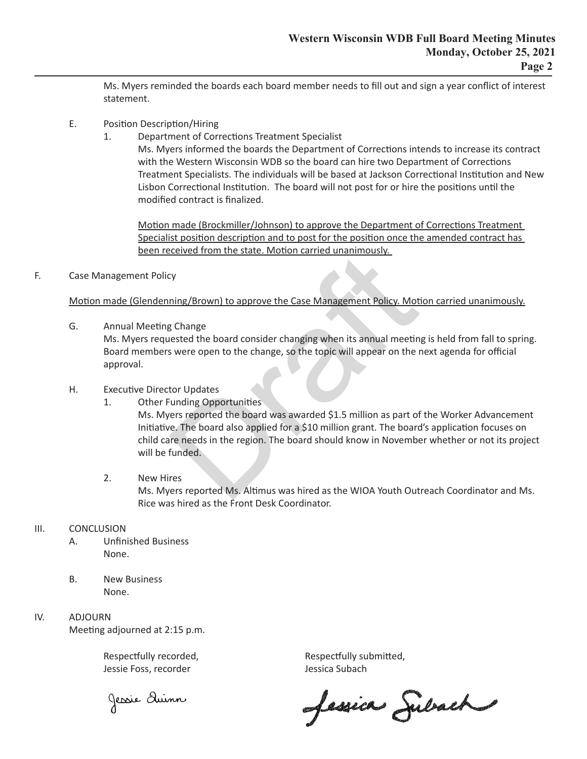Ms. Myers reminded the boards each board member needs to fill out and sign a year conflict of interest statement.

E. Position Description/Hiring

1. Department of Corrections Treatment Specialist

   Ms. Myers informed the boards the Department of Corrections intends to increase its contract with the Western Wisconsin WDB so the board can hire two Department of Corrections Treatment Specialists. The individuals will be based at Jackson Correctional Institution and New Lisbon Correctional Institution. The board will not post for or hire the positions until the modified contract is finalized.

   <u>Motion made (Brockmiller/Johnson) to approve the Department of Corrections Treatment Specialist position description and to post for the position once the amended contract has been received from the state. Motion carried unanimously.</u>

F. Case Management Policy

<u>Motion made (Glendenning/Brown) to approve the Case Management Policy. Motion carried unanimously.</u>

G. Annual Meeting Change

Ms. Myers requested the board consider changing when its annual meeting is held from fall to spring. Board members were open to the change, so the topic will appear on the next agenda for official approval.

H. Executive Director Updates

1. Other Funding Opportunities

   Ms. Myers reported the board was awarded $1.5 million as part of the Worker Advancement Initiative. The board also applied for a $10 million grant. The board's application focuses on child care needs in the region. The board should know in November whether or not its project will be funded.

2. New Hires

   Ms. Myers reported Ms. Altimus was hired as the WIOA Youth Outreach Coordinator and Ms. Rice was hired as the Front Desk Coordinator.

III. CONCLUSION

A. Unfinished Business

None.

B. New Business

None.

IV. ADJOURN

Meeting adjourned at 2:15 p.m.

Respectfully recorded,
Jessie Foss, recorder

Jessie Quinn

Respectfully submitted,
Jessica Subach

Jessica Subach